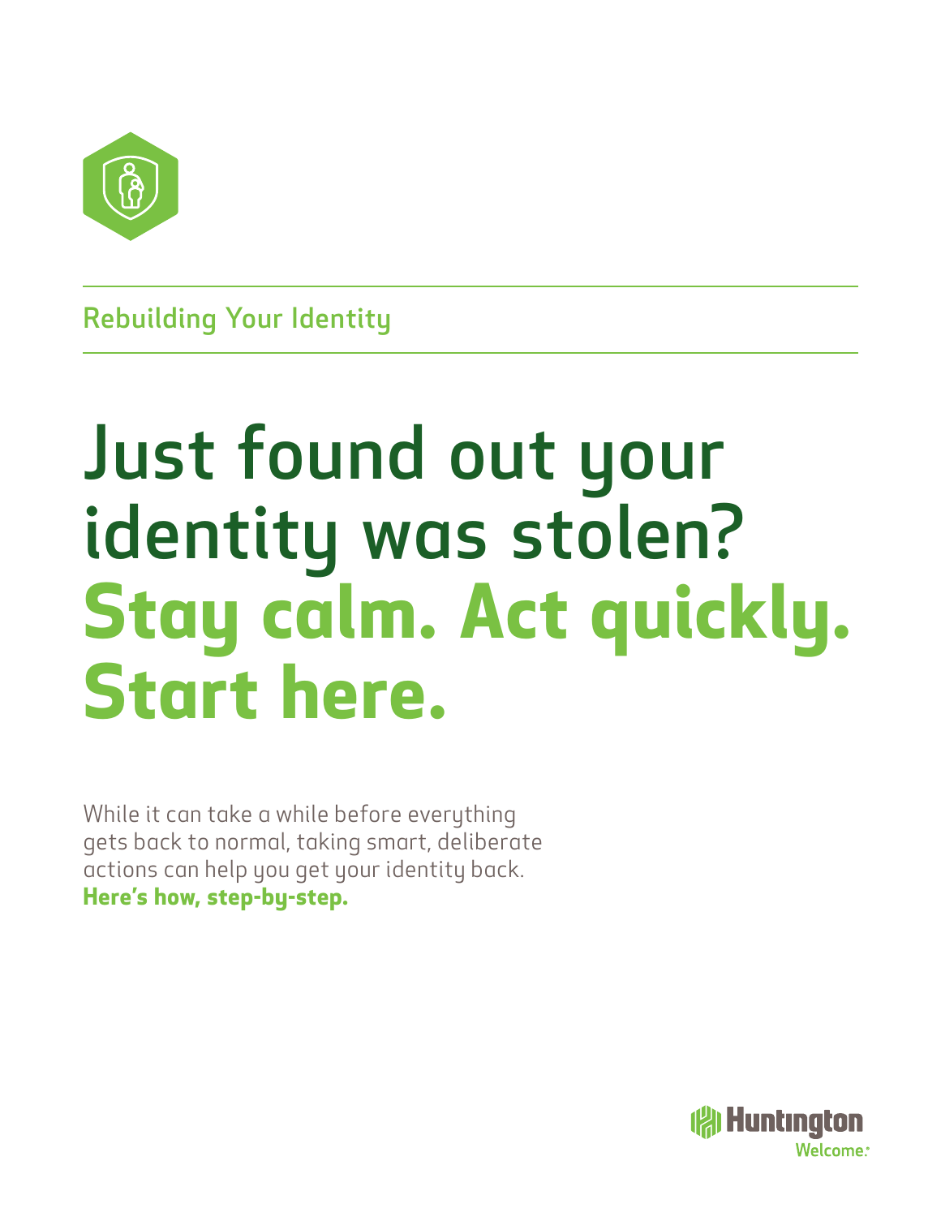Rebuilding Your Identity

# Just found out your identity was stolen? **Stay calm. Act quickly. Start here.**

While it can take a while before everything gets back to normal, taking smart, deliberate actions can help you get your identity back. **Here's how, step-by-step.**

Huntington
Welcome.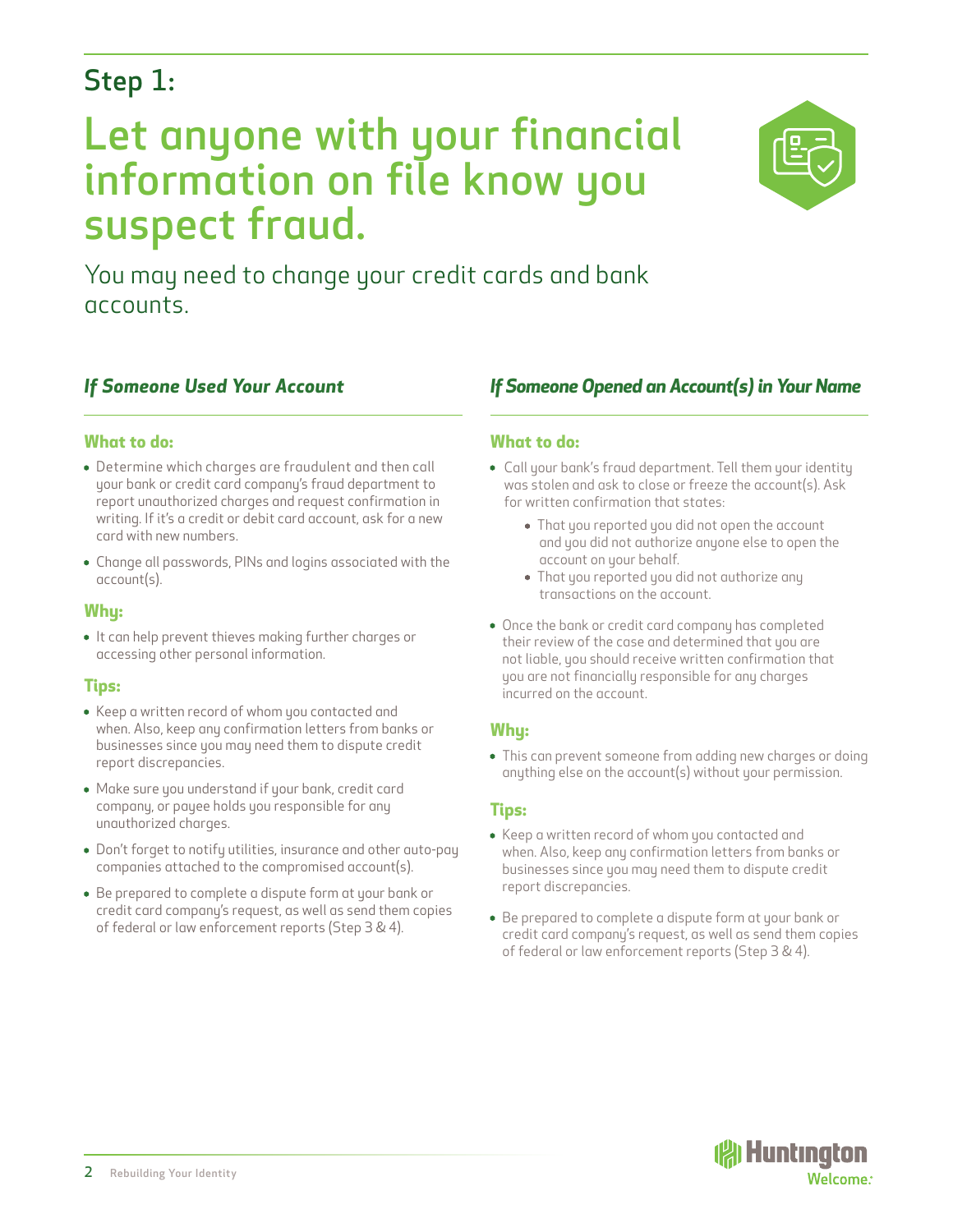## Step 1:

# Let anyone with your financial information on file know you suspect fraud.

You may need to change your credit cards and bank accounts.

### *If Someone Used Your Account*

**What to do:**

- Determine which charges are fraudulent and then call your bank or credit card company's fraud department to report unauthorized charges and request confirmation in writing. If it's a credit or debit card account, ask for a new card with new numbers.
- Change all passwords, PINs and logins associated with the account(s).

**Why:**

- It can help prevent thieves making further charges or accessing other personal information.

**Tips:**

- Keep a written record of whom you contacted and when. Also, keep any confirmation letters from banks or businesses since you may need them to dispute credit report discrepancies.
- Make sure you understand if your bank, credit card company, or payee holds you responsible for any unauthorized charges.
- Don't forget to notify utilities, insurance and other auto-pay companies attached to the compromised account(s).
- Be prepared to complete a dispute form at your bank or credit card company's request, as well as send them copies of federal or law enforcement reports (Step 3 & 4).

### *If Someone Opened an Account(s) in Your Name*

**What to do:**

- Call your bank's fraud department. Tell them your identity was stolen and ask to close or freeze the account(s). Ask for written confirmation that states:
  - That you reported you did not open the account and you did not authorize anyone else to open the account on your behalf.
  - That you reported you did not authorize any transactions on the account.
- Once the bank or credit card company has completed their review of the case and determined that you are not liable, you should receive written confirmation that you are not financially responsible for any charges incurred on the account.

**Why:**

- This can prevent someone from adding new charges or doing anything else on the account(s) without your permission.

**Tips:**

- Keep a written record of whom you contacted and when. Also, keep any confirmation letters from banks or businesses since you may need them to dispute credit report discrepancies.
- Be prepared to complete a dispute form at your bank or credit card company's request, as well as send them copies of federal or law enforcement reports (Step 3 & 4).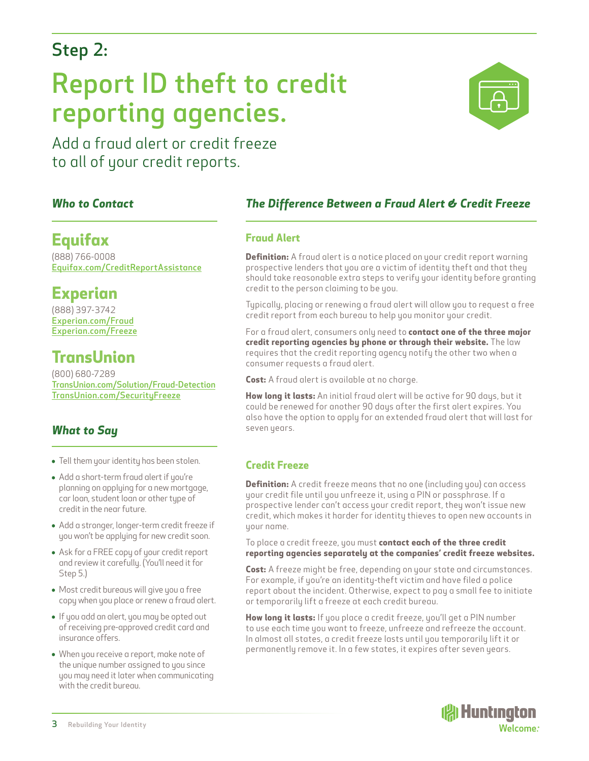## Step 2:

# Report ID theft to credit reporting agencies.

Add a fraud alert or credit freeze to all of your credit reports.

### *Who to Contact*

## Equifax

(888) 766-0008
Equifax.com/CreditReportAssistance

## Experian

(888) 397-3742
Experian.com/Fraud
Experian.com/Freeze

## TransUnion

(800) 680-7289
TransUnion.com/Solution/Fraud-Detection
TransUnion.com/SecurityFreeze

### *What to Say*

- Tell them your identity has been stolen.
- Add a short-term fraud alert if you're planning on applying for a new mortgage, car loan, student loan or other type of credit in the near future.
- Add a stronger, longer-term credit freeze if you won't be applying for new credit soon.
- Ask for a FREE copy of your credit report and review it carefully. (You'll need it for Step 5.)
- Most credit bureaus will give you a free copy when you place or renew a fraud alert.
- If you add an alert, you may be opted out of receiving pre-approved credit card and insurance offers.
- When you receive a report, make note of the unique number assigned to you since you may need it later when communicating with the credit bureau.

### *The Difference Between a Fraud Alert & Credit Freeze*

#### Fraud Alert

**Definition:** A fraud alert is a notice placed on your credit report warning prospective lenders that you are a victim of identity theft and that they should take reasonable extra steps to verify your identity before granting credit to the person claiming to be you.

Typically, placing or renewing a fraud alert will allow you to request a free credit report from each bureau to help you monitor your credit.

For a fraud alert, consumers only need to **contact one of the three major credit reporting agencies by phone or through their website.** The law requires that the credit reporting agency notify the other two when a consumer requests a fraud alert.

**Cost:** A fraud alert is available at no charge.

**How long it lasts:** An initial fraud alert will be active for 90 days, but it could be renewed for another 90 days after the first alert expires. You also have the option to apply for an extended fraud alert that will last for seven years.

#### Credit Freeze

**Definition:** A credit freeze means that no one (including you) can access your credit file until you unfreeze it, using a PIN or passphrase. If a prospective lender can't access your credit report, they won't issue new credit, which makes it harder for identity thieves to open new accounts in your name.

To place a credit freeze, you must **contact each of the three credit reporting agencies separately at the companies' credit freeze websites.**

**Cost:** A freeze might be free, depending on your state and circumstances. For example, if you're an identity-theft victim and have filed a police report about the incident. Otherwise, expect to pay a small fee to initiate or temporarily lift a freeze at each credit bureau.

**How long it lasts:** If you place a credit freeze, you'll get a PIN number to use each time you want to freeze, unfreeze and refreeze the account. In almost all states, a credit freeze lasts until you temporarily lift it or permanently remove it. In a few states, it expires after seven years.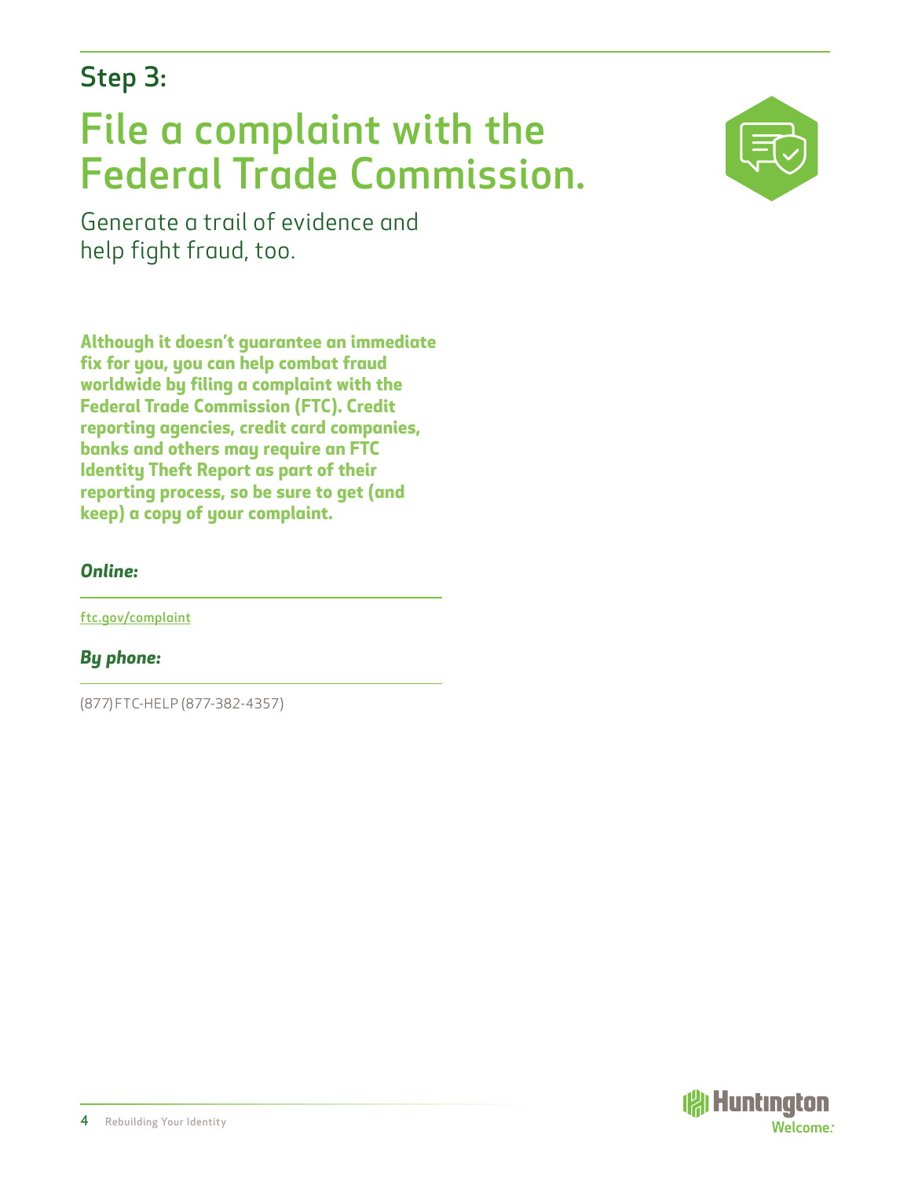## Step 3:

# File a complaint with the Federal Trade Commission.

Generate a trail of evidence and help fight fraud, too.

**Although it doesn't guarantee an immediate fix for you, you can help combat fraud worldwide by filing a complaint with the Federal Trade Commission (FTC). Credit reporting agencies, credit card companies, banks and others may require an FTC Identity Theft Report as part of their reporting process, so be sure to get (and keep) a copy of your complaint.**

***Online:***

ftc.gov/complaint

***By phone:***

(877) FTC-HELP (877-382-4357)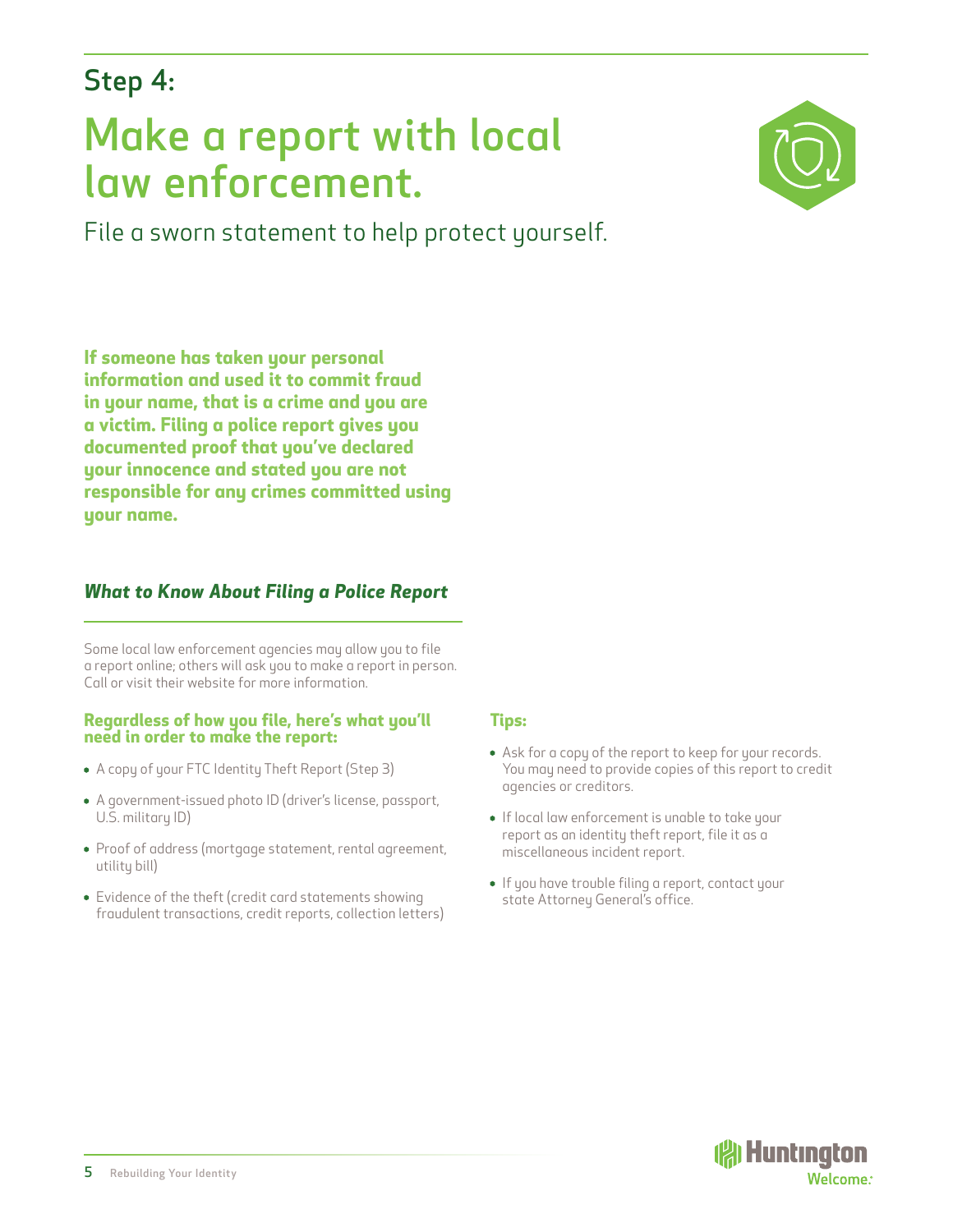## Step 4:

# Make a report with local law enforcement.

File a sworn statement to help protect yourself.

**If someone has taken your personal information and used it to commit fraud in your name, that is a crime and you are a victim. Filing a police report gives you documented proof that you've declared your innocence and stated you are not responsible for any crimes committed using your name.**

### *What to Know About Filing a Police Report*

Some local law enforcement agencies may allow you to file a report online; others will ask you to make a report in person. Call or visit their website for more information.

**Regardless of how you file, here's what you'll need in order to make the report:**

- A copy of your FTC Identity Theft Report (Step 3)
- A government-issued photo ID (driver's license, passport, U.S. military ID)
- Proof of address (mortgage statement, rental agreement, utility bill)
- Evidence of the theft (credit card statements showing fraudulent transactions, credit reports, collection letters)

**Tips:**

- Ask for a copy of the report to keep for your records. You may need to provide copies of this report to credit agencies or creditors.
- If local law enforcement is unable to take your report as an identity theft report, file it as a miscellaneous incident report.
- If you have trouble filing a report, contact your state Attorney General's office.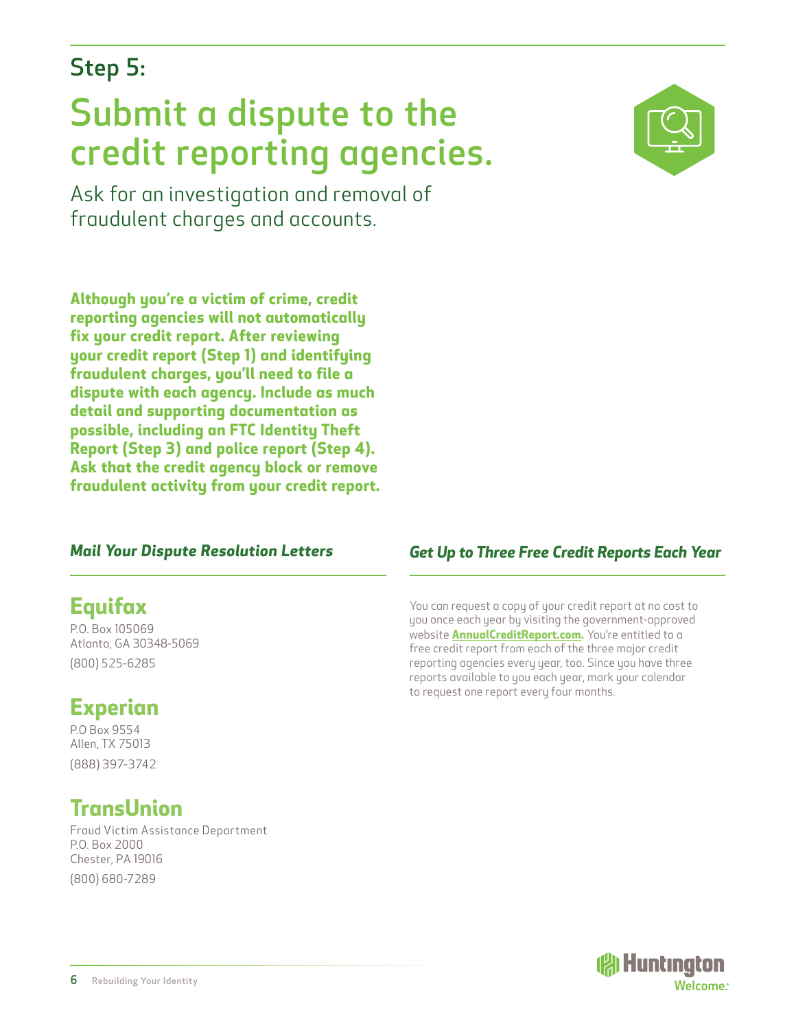## Step 5:

# Submit a dispute to the credit reporting agencies.

Ask for an investigation and removal of fraudulent charges and accounts.

**Although you're a victim of crime, credit reporting agencies will not automatically fix your credit report. After reviewing your credit report (Step 1) and identifying fraudulent charges, you'll need to file a dispute with each agency. Include as much detail and supporting documentation as possible, including an FTC Identity Theft Report (Step 3) and police report (Step 4). Ask that the credit agency block or remove fraudulent activity from your credit report.**

### *Mail Your Dispute Resolution Letters*

**Equifax**

P.O. Box 105069
Atlanta, GA 30348-5069

(800) 525-6285

**Experian**

P.O Box 9554
Allen, TX 75013

(888) 397-3742

**TransUnion**

Fraud Victim Assistance Department
P.O. Box 2000
Chester, PA 19016

(800) 680-7289

### *Get Up to Three Free Credit Reports Each Year*

You can request a copy of your credit report at no cost to you once each year by visiting the government-approved website **AnnualCreditReport.com.** You're entitled to a free credit report from each of the three major credit reporting agencies every year, too. Since you have three reports available to you each year, mark your calendar to request one report every four months.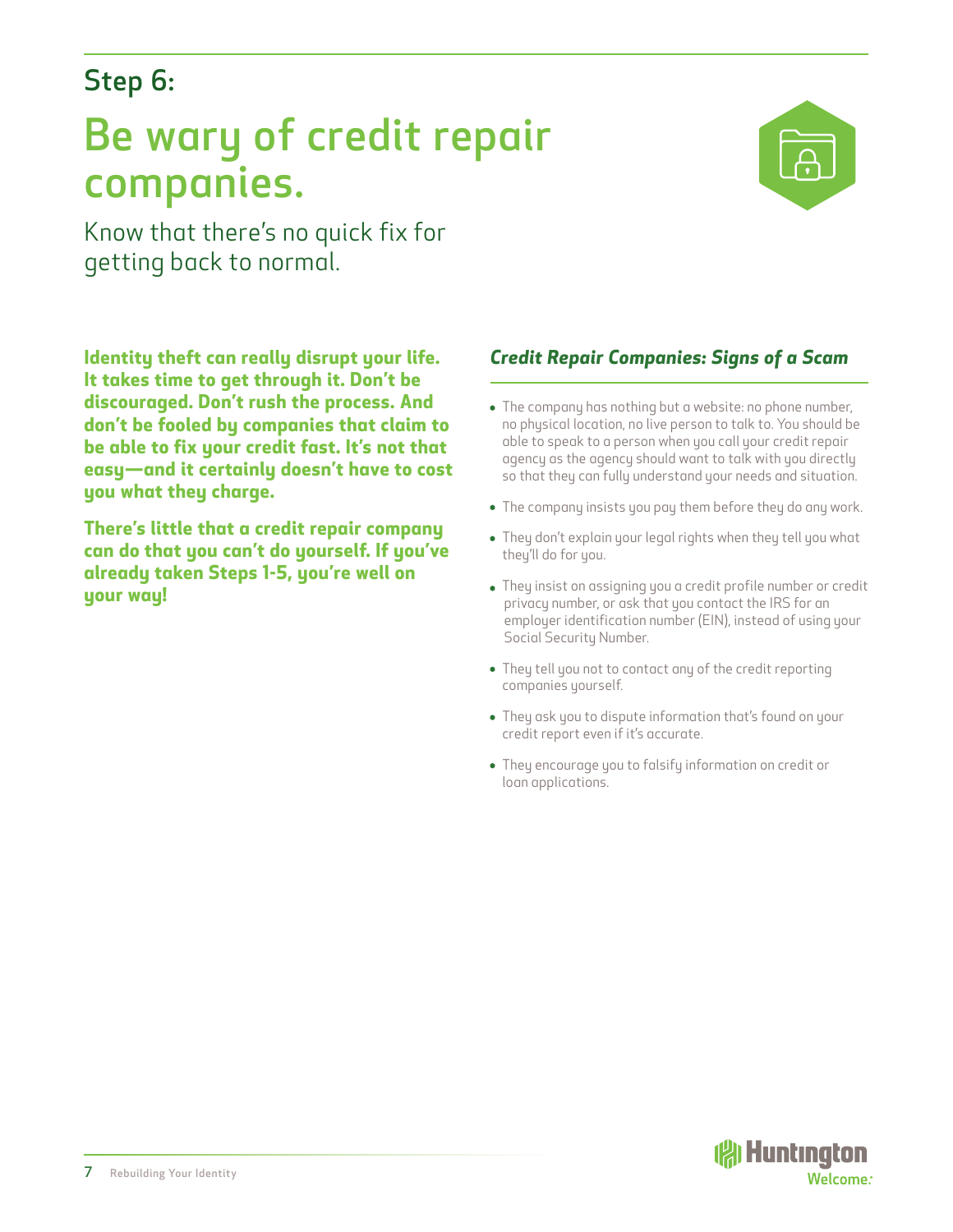## Step 6:

# Be wary of credit repair companies.

Know that there's no quick fix for getting back to normal.

**Identity theft can really disrupt your life. It takes time to get through it. Don't be discouraged. Don't rush the process. And don't be fooled by companies that claim to be able to fix your credit fast. It's not that easy—and it certainly doesn't have to cost you what they charge.**

**There's little that a credit repair company can do that you can't do yourself. If you've already taken Steps 1-5, you're well on your way!**

### *Credit Repair Companies: Signs of a Scam*

- The company has nothing but a website: no phone number, no physical location, no live person to talk to. You should be able to speak to a person when you call your credit repair agency as the agency should want to talk with you directly so that they can fully understand your needs and situation.
- The company insists you pay them before they do any work.
- They don't explain your legal rights when they tell you what they'll do for you.
- They insist on assigning you a credit profile number or credit privacy number, or ask that you contact the IRS for an employer identification number (EIN), instead of using your Social Security Number.
- They tell you not to contact any of the credit reporting companies yourself.
- They ask you to dispute information that's found on your credit report even if it's accurate.
- They encourage you to falsify information on credit or loan applications.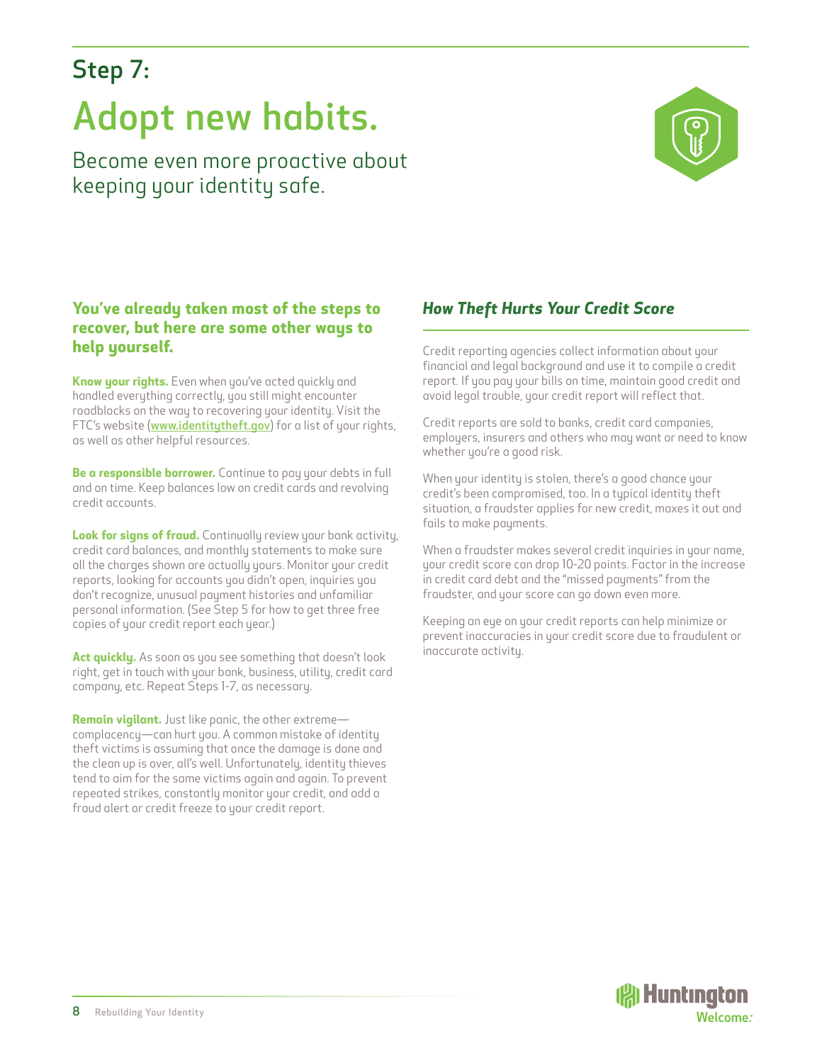## Step 7:

# Adopt new habits.

Become even more proactive about keeping your identity safe.

### You've already taken most of the steps to recover, but here are some other ways to help yourself.

**Know your rights.** Even when you've acted quickly and handled everything correctly, you still might encounter roadblocks on the way to recovering your identity. Visit the FTC's website ([www.identitytheft.gov](http://www.identitytheft.gov)) for a list of your rights, as well as other helpful resources.

**Be a responsible borrower.** Continue to pay your debts in full and on time. Keep balances low on credit cards and revolving credit accounts.

**Look for signs of fraud.** Continually review your bank activity, credit card balances, and monthly statements to make sure all the charges shown are actually yours. Monitor your credit reports, looking for accounts you didn't open, inquiries you don't recognize, unusual payment histories and unfamiliar personal information. (See Step 5 for how to get three free copies of your credit report each year.)

**Act quickly.** As soon as you see something that doesn't look right, get in touch with your bank, business, utility, credit card company, etc. Repeat Steps 1-7, as necessary.

**Remain vigilant.** Just like panic, the other extreme—complacency—can hurt you. A common mistake of identity theft victims is assuming that once the damage is done and the clean up is over, all's well. Unfortunately, identity thieves tend to aim for the same victims again and again. To prevent repeated strikes, constantly monitor your credit, and add a fraud alert or credit freeze to your credit report.

### *How Theft Hurts Your Credit Score*

Credit reporting agencies collect information about your financial and legal background and use it to compile a credit report. If you pay your bills on time, maintain good credit and avoid legal trouble, your credit report will reflect that.

Credit reports are sold to banks, credit card companies, employers, insurers and others who may want or need to know whether you're a good risk.

When your identity is stolen, there's a good chance your credit's been compromised, too. In a typical identity theft situation, a fraudster applies for new credit, maxes it out and fails to make payments.

When a fraudster makes several credit inquiries in your name, your credit score can drop 10-20 points. Factor in the increase in credit card debt and the "missed payments" from the fraudster, and your score can go down even more.

Keeping an eye on your credit reports can help minimize or prevent inaccuracies in your credit score due to fraudulent or inaccurate activity.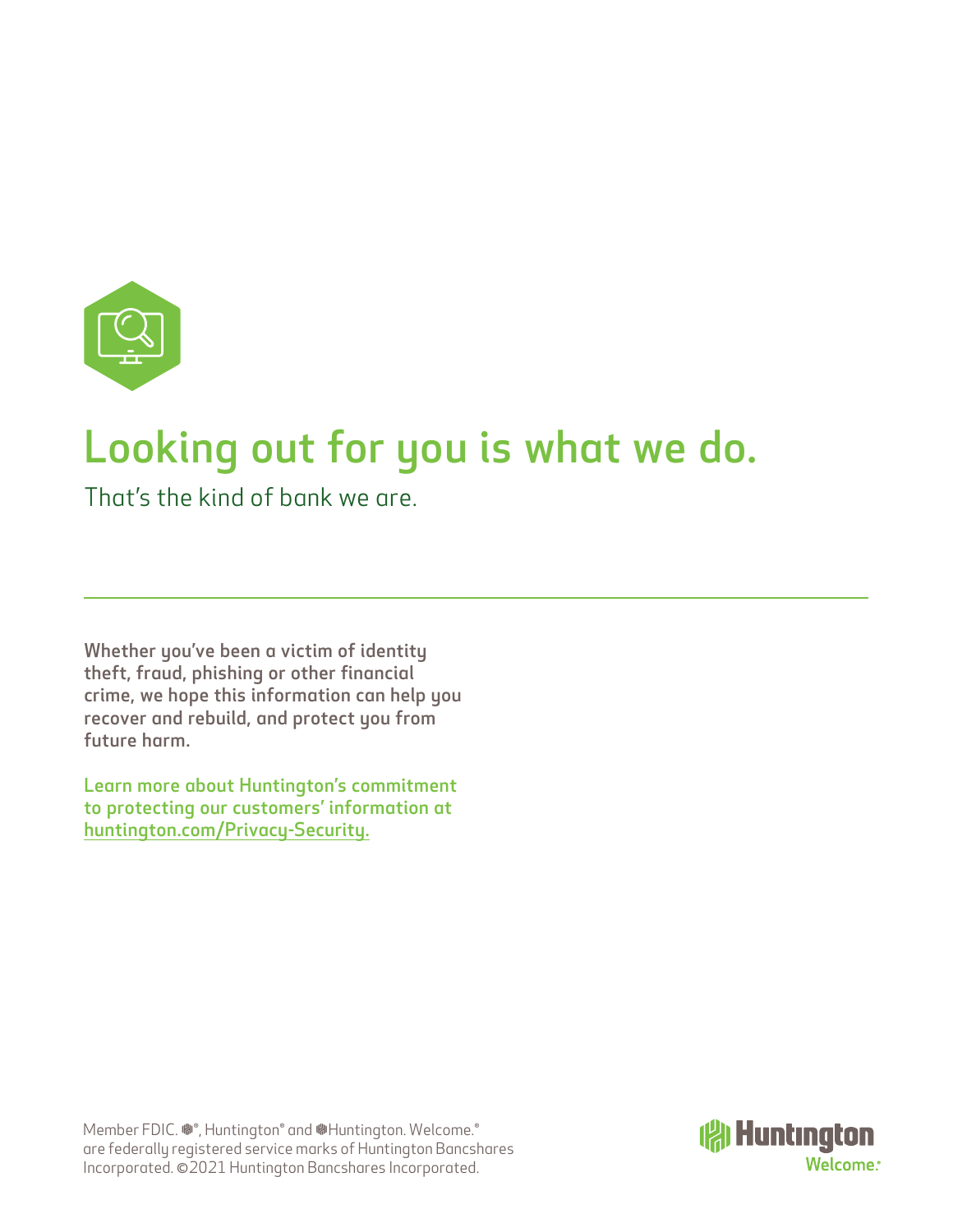# Looking out for you is what we do.

That's the kind of bank we are.

**Whether you've been a victim of identity theft, fraud, phishing or other financial crime, we hope this information can help you recover and rebuild, and protect you from future harm.**

**Learn more about Huntington's commitment to protecting our customers' information at huntington.com/Privacy-Security.**

Member FDIC. ®, Huntington® and Huntington. Welcome.® are federally registered service marks of Huntington Bancshares Incorporated. ©2021 Huntington Bancshares Incorporated.

Huntington
Welcome.